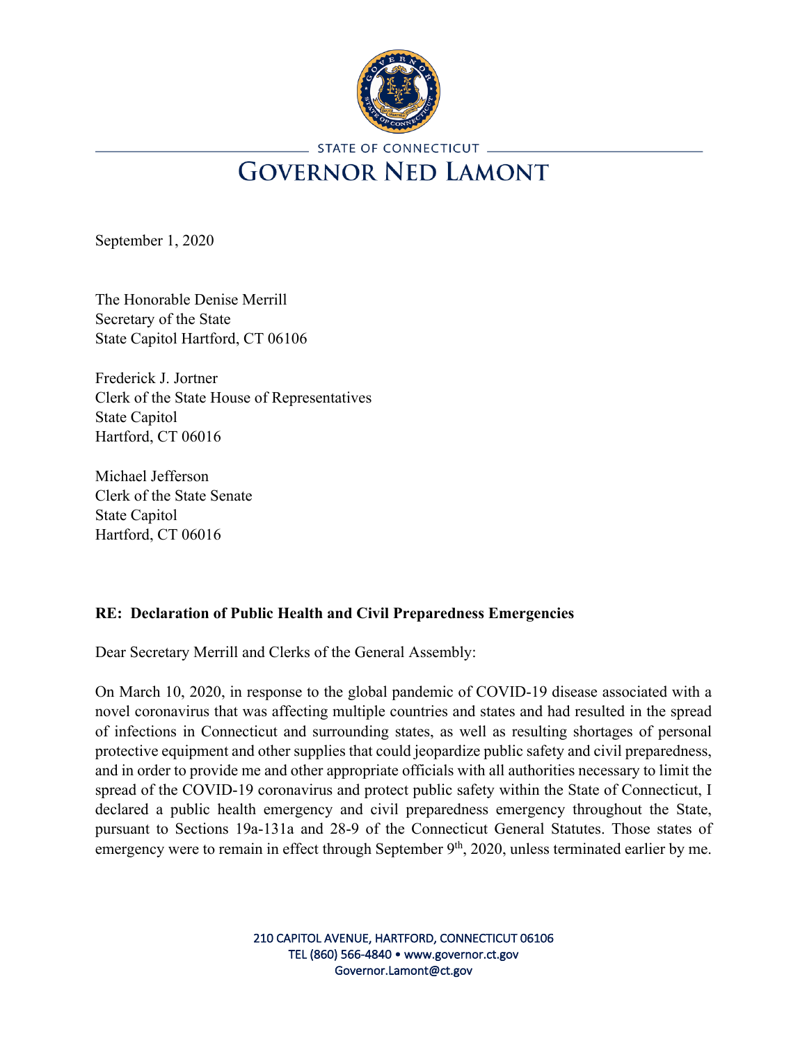STATE OF CONNECTICUT

# GOVERNOR NED LAMONT

September 1, 2020

The Honorable Denise Merrill
Secretary of the State
State Capitol Hartford, CT 06106

Frederick J. Jortner
Clerk of the State House of Representatives
State Capitol
Hartford, CT 06016

Michael Jefferson
Clerk of the State Senate
State Capitol
Hartford, CT 06016

**RE: Declaration of Public Health and Civil Preparedness Emergencies**

Dear Secretary Merrill and Clerks of the General Assembly:

On March 10, 2020, in response to the global pandemic of COVID-19 disease associated with a novel coronavirus that was affecting multiple countries and states and had resulted in the spread of infections in Connecticut and surrounding states, as well as resulting shortages of personal protective equipment and other supplies that could jeopardize public safety and civil preparedness, and in order to provide me and other appropriate officials with all authorities necessary to limit the spread of the COVID-19 coronavirus and protect public safety within the State of Connecticut, I declared a public health emergency and civil preparedness emergency throughout the State, pursuant to Sections 19a-131a and 28-9 of the Connecticut General Statutes. Those states of emergency were to remain in effect through September 9th, 2020, unless terminated earlier by me.

210 CAPITOL AVENUE, HARTFORD, CONNECTICUT 06106
TEL (860) 566-4840 • www.governor.ct.gov
Governor.Lamont@ct.gov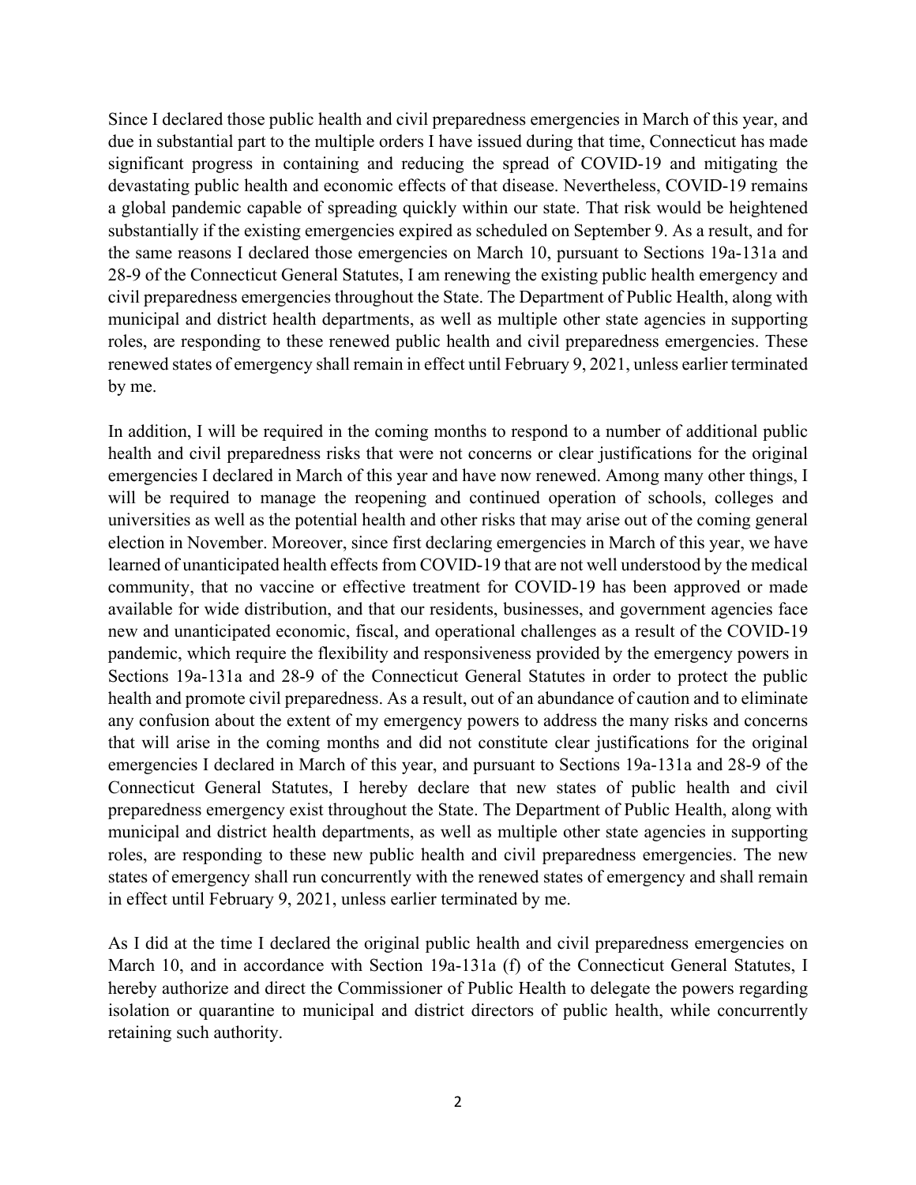Since I declared those public health and civil preparedness emergencies in March of this year, and due in substantial part to the multiple orders I have issued during that time, Connecticut has made significant progress in containing and reducing the spread of COVID-19 and mitigating the devastating public health and economic effects of that disease. Nevertheless, COVID-19 remains a global pandemic capable of spreading quickly within our state. That risk would be heightened substantially if the existing emergencies expired as scheduled on September 9. As a result, and for the same reasons I declared those emergencies on March 10, pursuant to Sections 19a-131a and 28-9 of the Connecticut General Statutes, I am renewing the existing public health emergency and civil preparedness emergencies throughout the State. The Department of Public Health, along with municipal and district health departments, as well as multiple other state agencies in supporting roles, are responding to these renewed public health and civil preparedness emergencies. These renewed states of emergency shall remain in effect until February 9, 2021, unless earlier terminated by me.

In addition, I will be required in the coming months to respond to a number of additional public health and civil preparedness risks that were not concerns or clear justifications for the original emergencies I declared in March of this year and have now renewed. Among many other things, I will be required to manage the reopening and continued operation of schools, colleges and universities as well as the potential health and other risks that may arise out of the coming general election in November. Moreover, since first declaring emergencies in March of this year, we have learned of unanticipated health effects from COVID-19 that are not well understood by the medical community, that no vaccine or effective treatment for COVID-19 has been approved or made available for wide distribution, and that our residents, businesses, and government agencies face new and unanticipated economic, fiscal, and operational challenges as a result of the COVID-19 pandemic, which require the flexibility and responsiveness provided by the emergency powers in Sections 19a-131a and 28-9 of the Connecticut General Statutes in order to protect the public health and promote civil preparedness. As a result, out of an abundance of caution and to eliminate any confusion about the extent of my emergency powers to address the many risks and concerns that will arise in the coming months and did not constitute clear justifications for the original emergencies I declared in March of this year, and pursuant to Sections 19a-131a and 28-9 of the Connecticut General Statutes, I hereby declare that new states of public health and civil preparedness emergency exist throughout the State. The Department of Public Health, along with municipal and district health departments, as well as multiple other state agencies in supporting roles, are responding to these new public health and civil preparedness emergencies. The new states of emergency shall run concurrently with the renewed states of emergency and shall remain in effect until February 9, 2021, unless earlier terminated by me.

As I did at the time I declared the original public health and civil preparedness emergencies on March 10, and in accordance with Section 19a-131a (f) of the Connecticut General Statutes, I hereby authorize and direct the Commissioner of Public Health to delegate the powers regarding isolation or quarantine to municipal and district directors of public health, while concurrently retaining such authority.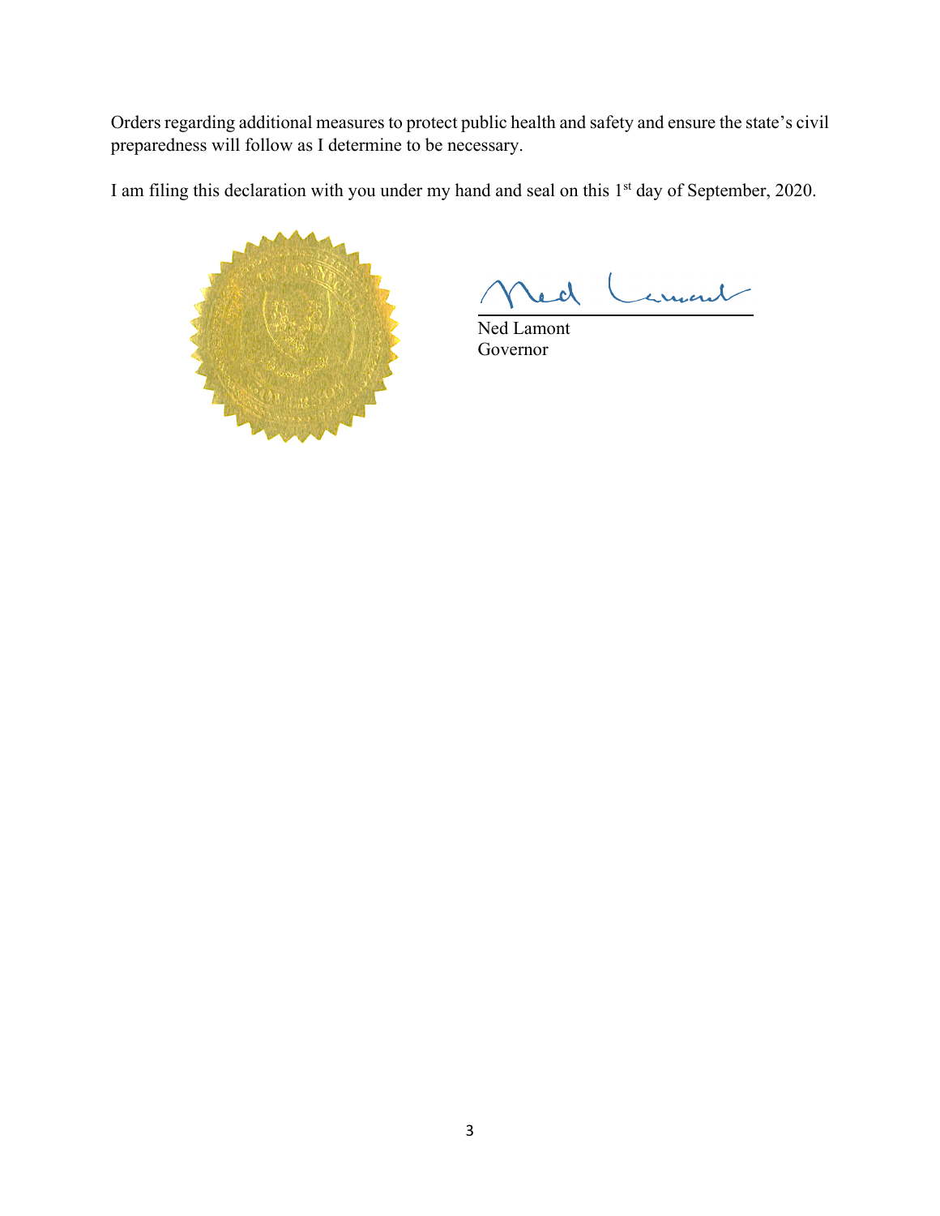Orders regarding additional measures to protect public health and safety and ensure the state's civil preparedness will follow as I determine to be necessary.

I am filing this declaration with you under my hand and seal on this 1st day of September, 2020.

Ned Lamont
Governor